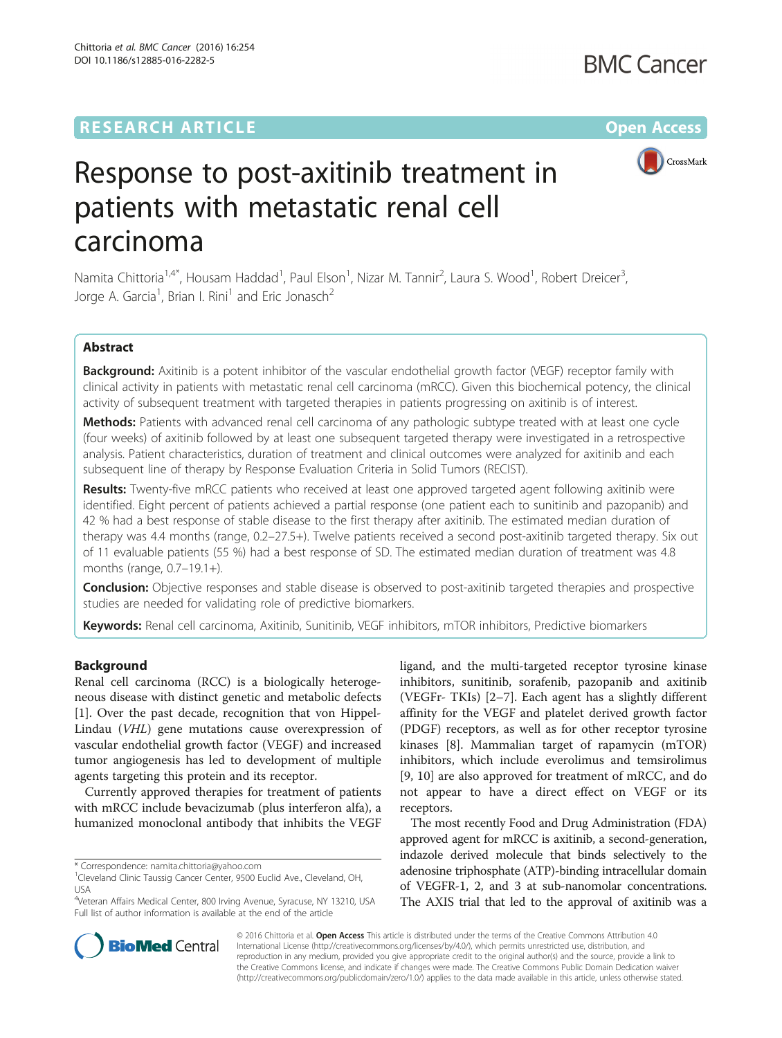# Response to post-axitinib treatment in patients with metastatic renal cell carcinoma

Namita Chittoria[1,4*], Housam Haddad[1], Paul Elson[1], Nizar M. Tannir[2], Laura S. Wood[1], Robert Dreicer[3], Jorge A. Garcia[1], Brian I. Rini[1] and Eric Jonasch[2]

## Abstract

**Background:** Axitinib is a potent inhibitor of the vascular endothelial growth factor (VEGF) receptor family with clinical activity in patients with metastatic renal cell carcinoma (mRCC). Given this biochemical potency, the clinical activity of subsequent treatment with targeted therapies in patients progressing on axitinib is of interest.

**Methods:** Patients with advanced renal cell carcinoma of any pathologic subtype treated with at least one cycle (four weeks) of axitinib followed by at least one subsequent targeted therapy were investigated in a retrospective analysis. Patient characteristics, duration of treatment and clinical outcomes were analyzed for axitinib and each subsequent line of therapy by Response Evaluation Criteria in Solid Tumors (RECIST).

**Results:** Twenty-five mRCC patients who received at least one approved targeted agent following axitinib were identified. Eight percent of patients achieved a partial response (one patient each to sunitinib and pazopanib) and 42 % had a best response of stable disease to the first therapy after axitinib. The estimated median duration of therapy was 4.4 months (range, 0.2–27.5+). Twelve patients received a second post-axitinib targeted therapy. Six out of 11 evaluable patients (55 %) had a best response of SD. The estimated median duration of treatment was 4.8 months (range, 0.7–19.1+).

**Conclusion:** Objective responses and stable disease is observed to post-axitinib targeted therapies and prospective studies are needed for validating role of predictive biomarkers.

**Keywords:** Renal cell carcinoma, Axitinib, Sunitinib, VEGF inhibitors, mTOR inhibitors, Predictive biomarkers

## Background

Renal cell carcinoma (RCC) is a biologically heterogeneous disease with distinct genetic and metabolic defects [1]. Over the past decade, recognition that von Hippel-Lindau (*VHL*) gene mutations cause overexpression of vascular endothelial growth factor (VEGF) and increased tumor angiogenesis has led to development of multiple agents targeting this protein and its receptor.

Currently approved therapies for treatment of patients with mRCC include bevacizumab (plus interferon alfa), a humanized monoclonal antibody that inhibits the VEGF ligand, and the multi-targeted receptor tyrosine kinase inhibitors, sunitinib, sorafenib, pazopanib and axitinib (VEGFr- TKIs) [2–7]. Each agent has a slightly different affinity for the VEGF and platelet derived growth factor (PDGF) receptors, as well as for other receptor tyrosine kinases [8]. Mammalian target of rapamycin (mTOR) inhibitors, which include everolimus and temsirolimus [9, 10] are also approved for treatment of mRCC, and do not appear to have a direct effect on VEGF or its receptors.

The most recently Food and Drug Administration (FDA) approved agent for mRCC is axitinib, a second-generation, indazole derived molecule that binds selectively to the adenosine triphosphate (ATP)-binding intracellular domain of VEGFR-1, 2, and 3 at sub-nanomolar concentrations. The AXIS trial that led to the approval of axitinib was a

\* Correspondence: namita.chittoria@yahoo.com
[1]Cleveland Clinic Taussig Cancer Center, 9500 Euclid Ave., Cleveland, OH, USA
[4]Veteran Affairs Medical Center, 800 Irving Avenue, Syracuse, NY 13210, USA
Full list of author information is available at the end of the article

© 2016 Chittoria et al. **Open Access** This article is distributed under the terms of the Creative Commons Attribution 4.0 International License (http://creativecommons.org/licenses/by/4.0/), which permits unrestricted use, distribution, and reproduction in any medium, provided you give appropriate credit to the original author(s) and the source, provide a link to the Creative Commons license, and indicate if changes were made. The Creative Commons Public Domain Dedication waiver (http://creativecommons.org/publicdomain/zero/1.0/) applies to the data made available in this article, unless otherwise stated.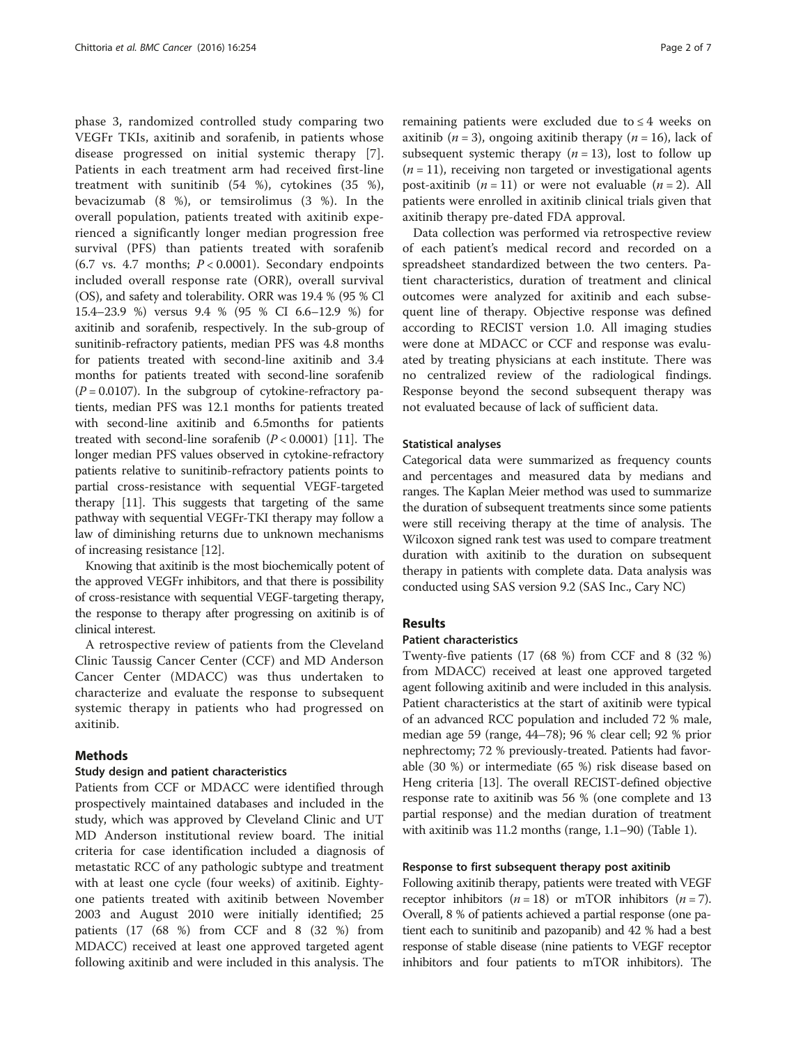phase 3, randomized controlled study comparing two VEGFr TKIs, axitinib and sorafenib, in patients whose disease progressed on initial systemic therapy [7]. Patients in each treatment arm had received first-line treatment with sunitinib (54 %), cytokines (35 %), bevacizumab (8 %), or temsirolimus (3 %). In the overall population, patients treated with axitinib experienced a significantly longer median progression free survival (PFS) than patients treated with sorafenib (6.7 vs. 4.7 months; $P < 0.0001$). Secondary endpoints included overall response rate (ORR), overall survival (OS), and safety and tolerability. ORR was 19.4 % (95 % Cl 15.4–23.9 %) versus 9.4 % (95 % CI 6.6–12.9 %) for axitinib and sorafenib, respectively. In the sub-group of sunitinib-refractory patients, median PFS was 4.8 months for patients treated with second-line axitinib and 3.4 months for patients treated with second-line sorafenib ($P = 0.0107$). In the subgroup of cytokine-refractory patients, median PFS was 12.1 months for patients treated with second-line axitinib and 6.5months for patients treated with second-line sorafenib ($P < 0.0001$) [11]. The longer median PFS values observed in cytokine-refractory patients relative to sunitinib-refractory patients points to partial cross-resistance with sequential VEGF-targeted therapy [11]. This suggests that targeting of the same pathway with sequential VEGFr-TKI therapy may follow a law of diminishing returns due to unknown mechanisms of increasing resistance [12].

Knowing that axitinib is the most biochemically potent of the approved VEGFr inhibitors, and that there is possibility of cross-resistance with sequential VEGF-targeting therapy, the response to therapy after progressing on axitinib is of clinical interest.

A retrospective review of patients from the Cleveland Clinic Taussig Cancer Center (CCF) and MD Anderson Cancer Center (MDACC) was thus undertaken to characterize and evaluate the response to subsequent systemic therapy in patients who had progressed on axitinib.

## Methods

### Study design and patient characteristics

Patients from CCF or MDACC were identified through prospectively maintained databases and included in the study, which was approved by Cleveland Clinic and UT MD Anderson institutional review board. The initial criteria for case identification included a diagnosis of metastatic RCC of any pathologic subtype and treatment with at least one cycle (four weeks) of axitinib. Eighty-one patients treated with axitinib between November 2003 and August 2010 were initially identified; 25 patients (17 (68 %) from CCF and 8 (32 %) from MDACC) received at least one approved targeted agent following axitinib and were included in this analysis. The remaining patients were excluded due to ≤ 4 weeks on axitinib ($n = 3$), ongoing axitinib therapy ($n = 16$), lack of subsequent systemic therapy ($n = 13$), lost to follow up ($n = 11$), receiving non targeted or investigational agents post-axitinib ($n = 11$) or were not evaluable ($n = 2$). All patients were enrolled in axitinib clinical trials given that axitinib therapy pre-dated FDA approval.

Data collection was performed via retrospective review of each patient's medical record and recorded on a spreadsheet standardized between the two centers. Patient characteristics, duration of treatment and clinical outcomes were analyzed for axitinib and each subsequent line of therapy. Objective response was defined according to RECIST version 1.0. All imaging studies were done at MDACC or CCF and response was evaluated by treating physicians at each institute. There was no centralized review of the radiological findings. Response beyond the second subsequent therapy was not evaluated because of lack of sufficient data.

### Statistical analyses

Categorical data were summarized as frequency counts and percentages and measured data by medians and ranges. The Kaplan Meier method was used to summarize the duration of subsequent treatments since some patients were still receiving therapy at the time of analysis. The Wilcoxon signed rank test was used to compare treatment duration with axitinib to the duration on subsequent therapy in patients with complete data. Data analysis was conducted using SAS version 9.2 (SAS Inc., Cary NC)

## Results

### Patient characteristics

Twenty-five patients (17 (68 %) from CCF and 8 (32 %) from MDACC) received at least one approved targeted agent following axitinib and were included in this analysis. Patient characteristics at the start of axitinib were typical of an advanced RCC population and included 72 % male, median age 59 (range, 44–78); 96 % clear cell; 92 % prior nephrectomy; 72 % previously-treated. Patients had favorable (30 %) or intermediate (65 %) risk disease based on Heng criteria [13]. The overall RECIST-defined objective response rate to axitinib was 56 % (one complete and 13 partial response) and the median duration of treatment with axitinib was 11.2 months (range, 1.1–90) (Table 1).

### Response to first subsequent therapy post axitinib

Following axitinib therapy, patients were treated with VEGF receptor inhibitors ($n = 18$) or mTOR inhibitors ($n = 7$). Overall, 8 % of patients achieved a partial response (one patient each to sunitinib and pazopanib) and 42 % had a best response of stable disease (nine patients to VEGF receptor inhibitors and four patients to mTOR inhibitors). The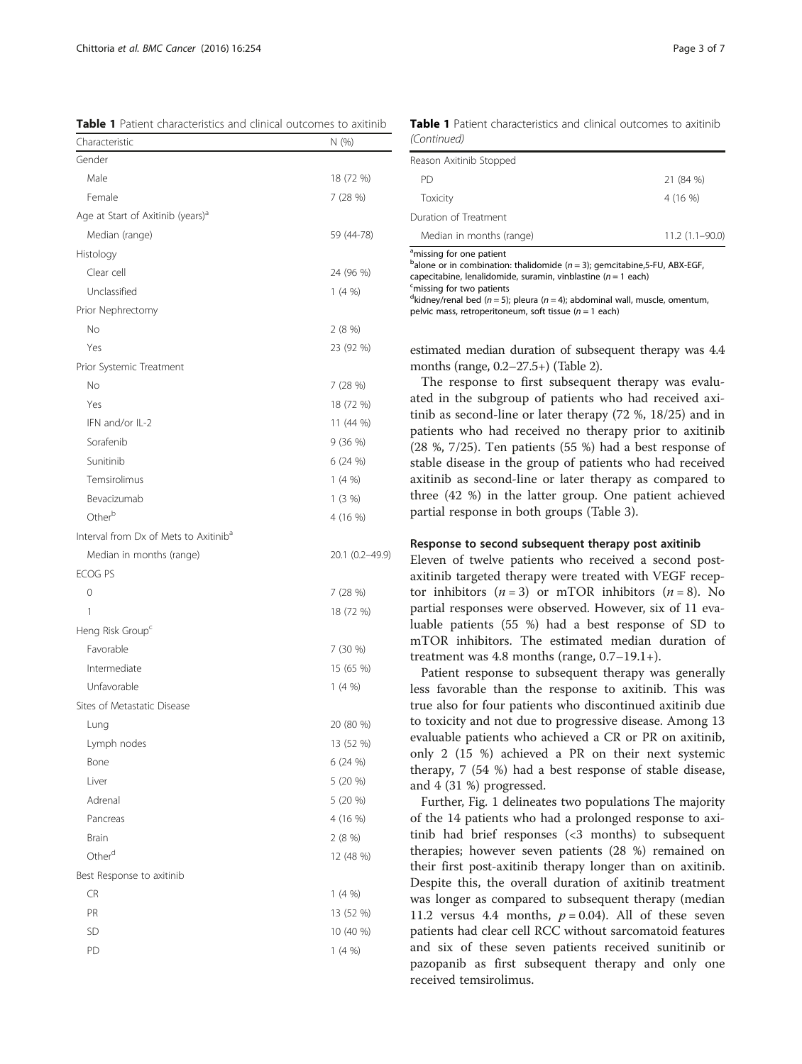**Table 1** Patient characteristics and clinical outcomes to axitinib

| Characteristic | N (%) |
|---|---|
| Gender | |
| Male | 18 (72 %) |
| Female | 7 (28 %) |
| Age at Start of Axitinib (years)[a] | |
| Median (range) | 59 (44-78) |
| Histology | |
| Clear cell | 24 (96 %) |
| Unclassified | 1 (4 %) |
| Prior Nephrectomy | |
| No | 2 (8 %) |
| Yes | 23 (92 %) |
| Prior Systemic Treatment | |
| No | 7 (28 %) |
| Yes | 18 (72 %) |
| IFN and/or IL-2 | 11 (44 %) |
| Sorafenib | 9 (36 %) |
| Sunitinib | 6 (24 %) |
| Temsirolimus | 1 (4 %) |
| Bevacizumab | 1 (3 %) |
| Other[b] | 4 (16 %) |
| Interval from Dx of Mets to Axitinib[a] | |
| Median in months (range) | 20.1 (0.2–49.9) |
| ECOG PS | |
| 0 | 7 (28 %) |
| 1 | 18 (72 %) |
| Heng Risk Group[c] | |
| Favorable | 7 (30 %) |
| Intermediate | 15 (65 %) |
| Unfavorable | 1 (4 %) |
| Sites of Metastatic Disease | |
| Lung | 20 (80 %) |
| Lymph nodes | 13 (52 %) |
| Bone | 6 (24 %) |
| Liver | 5 (20 %) |
| Adrenal | 5 (20 %) |
| Pancreas | 4 (16 %) |
| Brain | 2 (8 %) |
| Other[d] | 12 (48 %) |
| Best Response to axitinib | |
| CR | 1 (4 %) |
| PR | 13 (52 %) |
| SD | 10 (40 %) |
| PD | 1 (4 %) |
| Reason Axitinib Stopped | |
| PD | 21 (84 %) |
| Toxicity | 4 (16 %) |
| Duration of Treatment | |
| Median in months (range) | 11.2 (1.1–90.0) |

[a]missing for one patient
[b]alone or in combination: thalidomide ($n = 3$); gemcitabine,5-FU, ABX-EGF, capecitabine, lenalidomide, suramin, vinblastine ($n = 1$ each)
[c]missing for two patients
[d]kidney/renal bed ($n = 5$); pleura ($n = 4$); abdominal wall, muscle, omentum, pelvic mass, retroperitoneum, soft tissue ($n = 1$ each)

estimated median duration of subsequent therapy was 4.4 months (range, 0.2–27.5+) (Table 2).

The response to first subsequent therapy was evaluated in the subgroup of patients who had received axitinib as second-line or later therapy (72 %, 18/25) and in patients who had received no therapy prior to axitinib (28 %, 7/25). Ten patients (55 %) had a best response of stable disease in the group of patients who had received axitinib as second-line or later therapy as compared to three (42 %) in the latter group. One patient achieved partial response in both groups (Table 3).

### Response to second subsequent therapy post axitinib

Eleven of twelve patients who received a second post-axitinib targeted therapy were treated with VEGF receptor inhibitors ($n = 3$) or mTOR inhibitors ($n = 8$). No partial responses were observed. However, six of 11 evaluable patients (55 %) had a best response of SD to mTOR inhibitors. The estimated median duration of treatment was 4.8 months (range, 0.7–19.1+).

Patient response to subsequent therapy was generally less favorable than the response to axitinib. This was true also for four patients who discontinued axitinib due to toxicity and not due to progressive disease. Among 13 evaluable patients who achieved a CR or PR on axitinib, only 2 (15 %) achieved a PR on their next systemic therapy, 7 (54 %) had a best response of stable disease, and 4 (31 %) progressed.

Further, Fig. 1 delineates two populations The majority of the 14 patients who had a prolonged response to axitinib had brief responses (<3 months) to subsequent therapies; however seven patients (28 %) remained on their first post-axitinib therapy longer than on axitinib. Despite this, the overall duration of axitinib treatment was longer as compared to subsequent therapy (median 11.2 versus 4.4 months, $p = 0.04$). All of these seven patients had clear cell RCC without sarcomatoid features and six of these seven patients received sunitinib or pazopanib as first subsequent therapy and only one received temsirolimus.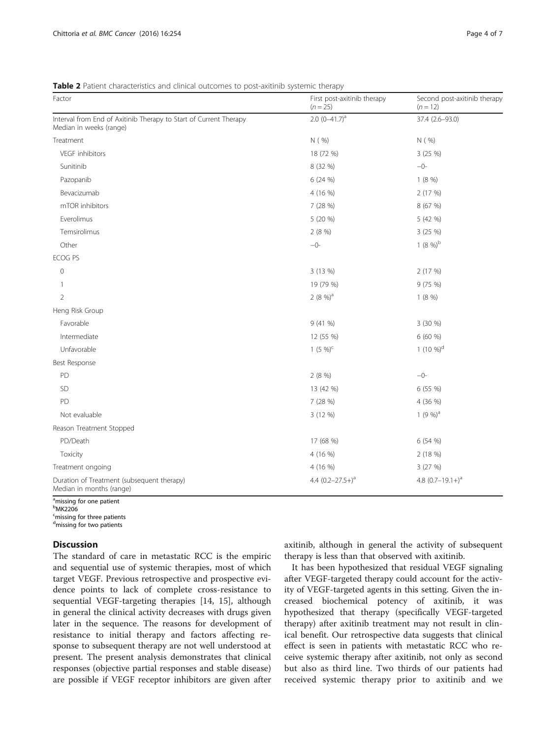**Table 2** Patient characteristics and clinical outcomes to post-axitinib systemic therapy

| Factor | First post-axitinib therapy ($n = 25$) | Second post-axitinib therapy ($n = 12$) |
|---|---|---|
| Interval from End of Axitinib Therapy to Start of Current Therapy Median in weeks (range) | 2.0 (0–41.7)[a] | 37.4 (2.6–93.0) |
| Treatment | N ( %) | N ( %) |
| VEGF inhibitors | 18 (72 %) | 3 (25 %) |
| Sunitinib | 8 (32 %) | –0- |
| Pazopanib | 6 (24 %) | 1 (8 %) |
| Bevacizumab | 4 (16 %) | 2 (17 %) |
| mTOR inhibitors | 7 (28 %) | 8 (67 %) |
| Everolimus | 5 (20 %) | 5 (42 %) |
| Temsirolimus | 2 (8 %) | 3 (25 %) |
| Other | –0- | 1 (8 %)[b] |
| ECOG PS | | |
| 0 | 3 (13 %) | 2 (17 %) |
| 1 | 19 (79 %) | 9 (75 %) |
| 2 | 2 (8 %)[a] | 1 (8 %) |
| Heng Risk Group | | |
| Favorable | 9 (41 %) | 3 (30 %) |
| Intermediate | 12 (55 %) | 6 (60 %) |
| Unfavorable | 1 (5 %)[c] | 1 (10 %)[d] |
| Best Response | | |
| PD | 2 (8 %) | –0- |
| SD | 13 (42 %) | 6 (55 %) |
| PD | 7 (28 %) | 4 (36 %) |
| Not evaluable | 3 (12 %) | 1 (9 %)[a] |
| Reason Treatment Stopped | | |
| PD/Death | 17 (68 %) | 6 (54 %) |
| Toxicity | 4 (16 %) | 2 (18 %) |
| Treatment ongoing | 4 (16 %) | 3 (27 %) |
| Duration of Treatment (subsequent therapy) Median in months (range) | 4.4 (0.2–27.5+)[a] | 4.8 (0.7–19.1+)[a] |

[a]missing for one patient
[b]MK2206
[c]missing for three patients
[d]missing for two patients

## Discussion

The standard of care in metastatic RCC is the empiric and sequential use of systemic therapies, most of which target VEGF. Previous retrospective and prospective evidence points to lack of complete cross-resistance to sequential VEGF-targeting therapies [14, 15], although in general the clinical activity decreases with drugs given later in the sequence. The reasons for development of resistance to initial therapy and factors affecting response to subsequent therapy are not well understood at present. The present analysis demonstrates that clinical responses (objective partial responses and stable disease) are possible if VEGF receptor inhibitors are given after axitinib, although in general the activity of subsequent therapy is less than that observed with axitinib.

It has been hypothesized that residual VEGF signaling after VEGF-targeted therapy could account for the activity of VEGF-targeted agents in this setting. Given the increased biochemical potency of axitinib, it was hypothesized that therapy (specifically VEGF-targeted therapy) after axitinib treatment may not result in clinical benefit. Our retrospective data suggests that clinical effect is seen in patients with metastatic RCC who receive systemic therapy after axitinib, not only as second but also as third line. Two thirds of our patients had received systemic therapy prior to axitinib and we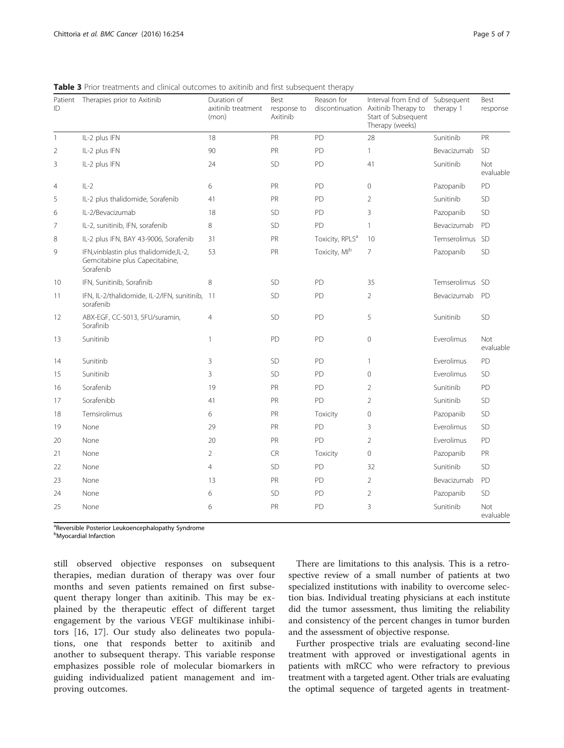**Table 3** Prior treatments and clinical outcomes to axitinib and first subsequent therapy

| Patient ID | Therapies prior to Axitinib | Duration of axitinib treatment (mon) | Best response to Axitinib | Reason for discontinuation | Interval from End of Axitinib Therapy to Start of Subsequent Therapy (weeks) | Subsequent therapy 1 | Best response |
|---|---|---|---|---|---|---|---|
| 1 | IL-2 plus IFN | 18 | PR | PD | 28 | Sunitinib | PR |
| 2 | IL-2 plus IFN | 90 | PR | PD | 1 | Bevacizumab | SD |
| 3 | IL-2 plus IFN | 24 | SD | PD | 41 | Sunitinib | Not evaluable |
| 4 | IL-2 | 6 | PR | PD | 0 | Pazopanib | PD |
| 5 | IL-2 plus thalidomide, Sorafenib | 41 | PR | PD | 2 | Sunitinib | SD |
| 6 | IL-2/Bevacizumab | 18 | SD | PD | 3 | Pazopanib | SD |
| 7 | IL-2, sunitinib, IFN, sorafenib | 8 | SD | PD | 1 | Bevacizumab | PD |
| 8 | IL-2 plus IFN, BAY 43-9006, Sorafenib | 31 | PR | Toxicity, RPLS[a] | 10 | Temserolimus | SD |
| 9 | IFN,vinblastin plus thalidomide,IL-2, Gemcitabine plus Capecitabine, Sorafenib | 53 | PR | Toxicity, MI[b] | 7 | Pazopanib | SD |
| 10 | IFN, Sunitinib, Sorafinib | 8 | SD | PD | 35 | Temserolimus | SD |
| 11 | IFN, IL-2/thalidomide, IL-2/IFN, sunitinib, sorafenib | 11 | SD | PD | 2 | Bevacizumab | PD |
| 12 | ABX-EGF, CC-5013, 5FU/suramin, Sorafinib | 4 | SD | PD | 5 | Sunitinib | SD |
| 13 | Sunitinib | 1 | PD | PD | 0 | Everolimus | Not evaluable |
| 14 | Sunitinb | 3 | SD | PD | 1 | Everolimus | PD |
| 15 | Sunitinib | 3 | SD | PD | 0 | Everolimus | SD |
| 16 | Sorafenib | 19 | PR | PD | 2 | Sunitinib | PD |
| 17 | Sorafenibb | 41 | PR | PD | 2 | Sunitinib | SD |
| 18 | Temsirolimus | 6 | PR | Toxicity | 0 | Pazopanib | SD |
| 19 | None | 29 | PR | PD | 3 | Everolimus | SD |
| 20 | None | 20 | PR | PD | 2 | Everolimus | PD |
| 21 | None | 2 | CR | Toxicity | 0 | Pazopanib | PR |
| 22 | None | 4 | SD | PD | 32 | Sunitinib | SD |
| 23 | None | 13 | PR | PD | 2 | Bevacizumab | PD |
| 24 | None | 6 | SD | PD | 2 | Pazopanib | SD |
| 25 | None | 6 | PR | PD | 3 | Sunitinib | Not evaluable |

[a]Reversible Posterior Leukoencephalopathy Syndrome
[b]Myocardial Infarction

still observed objective responses on subsequent therapies, median duration of therapy was over four months and seven patients remained on first subsequent therapy longer than axitinib. This may be explained by the therapeutic effect of different target engagement by the various VEGF multikinase inhibitors [16, 17]. Our study also delineates two populations, one that responds better to axitinib and another to subsequent therapy. This variable response emphasizes possible role of molecular biomarkers in guiding individualized patient management and improving outcomes.

There are limitations to this analysis. This is a retrospective review of a small number of patients at two specialized institutions with inability to overcome selection bias. Individual treating physicians at each institute did the tumor assessment, thus limiting the reliability and consistency of the percent changes in tumor burden and the assessment of objective response.

Further prospective trials are evaluating second-line treatment with approved or investigational agents in patients with mRCC who were refractory to previous treatment with a targeted agent. Other trials are evaluating the optimal sequence of targeted agents in treatment-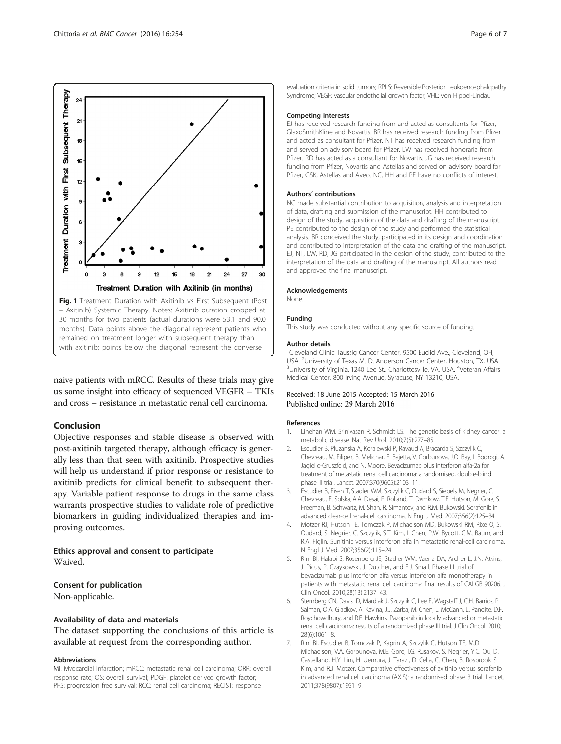Treatment Duration with First Subsequent Therapy

24
21
18
15
12
9
6
3
0

0 3 6 9 12 15 18 21 24 27 30

Treatment Duration with Axitinib (in months)

**Fig. 1** Treatment Duration with Axitinib vs First Subsequent (Post – Axitinib) Systemic Therapy. Notes: Axitinib duration cropped at 30 months for two patients (actual durations were 53.1 and 90.0 months). Data points above the diagonal represent patients who remained on treatment longer with subsequent therapy than with axitinib; points below the diagonal represent the converse

naive patients with mRCC. Results of these trials may give us some insight into efficacy of sequenced VEGFR – TKIs and cross – resistance in metastatic renal cell carcinoma.

## Conclusion

Objective responses and stable disease is observed with post-axitinib targeted therapy, although efficacy is generally less than that seen with axitinib. Prospective studies will help us understand if prior response or resistance to axitinib predicts for clinical benefit to subsequent therapy. Variable patient response to drugs in the same class warrants prospective studies to validate role of predictive biomarkers in guiding individualized therapies and improving outcomes.

### Ethics approval and consent to participate

Waived.

### Consent for publication

Non-applicable.

### Availability of data and materials

The dataset supporting the conclusions of this article is available at request from the corresponding author.

### Abbreviations

MI: Myocardial Infarction; mRCC: metastatic renal cell carcinoma; ORR: overall response rate; OS: overall survival; PDGF: platelet derived growth factor; PFS: progression free survival; RCC: renal cell carcinoma; RECIST: response evaluation criteria in solid tumors; RPLS: Reversible Posterior Leukoencephalopathy Syndrome; VEGF: vascular endothelial growth factor; VHL: von Hippel-Lindau.

### Competing interests

EJ has received research funding from and acted as consultants for Pfizer, GlaxoSmithKline and Novartis. BR has received research funding from Pfizer and acted as consultant for Pfizer. NT has received research funding from and served on advisory board for Pfizer. LW has received honoraria from Pfizer. RD has acted as a consultant for Novartis. JG has received research funding from Pfizer, Novartis and Astellas and served on advisory board for Pfizer, GSK, Astellas and Aveo. NC, HH and PE have no conflicts of interest.

### Authors' contributions

NC made substantial contribution to acquisition, analysis and interpretation of data, drafting and submission of the manuscript. HH contributed to design of the study, acquisition of the data and drafting of the manuscript. PE contributed to the design of the study and performed the statistical analysis. BR conceived the study, participated in its design and coordination and contributed to interpretation of the data and drafting of the manuscript. EJ, NT, LW, RD, JG participated in the design of the study, contributed to the interpretation of the data and drafting of the manuscript. All authors read and approved the final manuscript.

### Acknowledgements

None.

### Funding

This study was conducted without any specific source of funding.

### Author details

[1]Cleveland Clinic Taussig Cancer Center, 9500 Euclid Ave., Cleveland, OH, USA. [2]University of Texas M. D. Anderson Cancer Center, Houston, TX, USA. [3]University of Virginia, 1240 Lee St., Charlottesville, VA, USA. [4]Veteran Affairs Medical Center, 800 Irving Avenue, Syracuse, NY 13210, USA.

Received: 18 June 2015 Accepted: 15 March 2016
Published online: 29 March 2016

### References

1. Linehan WM, Srinivasan R, Schmidt LS. The genetic basis of kidney cancer: a metabolic disease. Nat Rev Urol. 2010;7(5):277–85.
2. Escudier B, Pluzanska A, Koralewski P, Ravaud A, Bracarda S, Szczylik C, Chevreau, M. Filipek, B. Melichar, E. Bajetta, V. Gorbunova, J.O. Bay, I. Bodrogi, A. Jagiello-Gruszfeld, and N. Moore. Bevacizumab plus interferon alfa-2a for treatment of metastatic renal cell carcinoma: a randomised, double-blind phase III trial. Lancet. 2007;370(9605):2103–11.
3. Escudier B, Eisen T, Stadler WM, Szczylik C, Oudard S, Siebels M, Negrier, C. Chevreau, E. Solska, A.A. Desai, F. Rolland, T. Demkow, T.E. Hutson, M. Gore, S. Freeman, B. Schwartz, M. Shan, R. Simantov, and R.M. Bukowski. Sorafenib in advanced clear-cell renal-cell carcinoma. N Engl J Med. 2007;356(2):125–34.
4. Motzer RJ, Hutson TE, Tomczak P, Michaelson MD, Bukowski RM, Rixe O, S. Oudard, S. Negrier, C. Szczylik, S.T. Kim, I. Chen, P.W. Bycott, C.M. Baum, and R.A. Figlin. Sunitinib versus interferon alfa in metastatic renal-cell carcinoma. N Engl J Med. 2007;356(2):115–24.
5. Rini BI, Halabi S, Rosenberg JE, Stadler WM, Vaena DA, Archer L, J.N. Atkins, J. Picus, P. Czaykowski, J. Dutcher, and E.J. Small. Phase III trial of bevacizumab plus interferon alfa versus interferon alfa monotherapy in patients with metastatic renal cell carcinoma: final results of CALGB 90206. J Clin Oncol. 2010;28(13):2137–43.
6. Sternberg CN, Davis ID, Mardiak J, Szczylik C, Lee E, Wagstaff J, C.H. Barrios, P. Salman, O.A. Gladkov, A. Kavina, J.J. Zarba, M. Chen, L. McCann, L. Pandite, D.F. Roychowdhury, and R.E. Hawkins. Pazopanib in locally advanced or metastatic renal cell carcinoma: results of a randomized phase III trial. J Clin Oncol. 2010; 28(6):1061–8.
7. Rini BI, Escudier B, Tomczak P, Kaprin A, Szczylik C, Hutson TE, M.D. Michaelson, V.A. Gorbunova, M.E. Gore, I.G. Rusakov, S. Negrier, Y.C. Ou, D. Castellano, H.Y. Lim, H. Uemura, J. Tarazi, D. Cella, C. Chen, B. Rosbrook, S. Kim, and R.J. Motzer. Comparative effectiveness of axitinib versus sorafenib in advanced renal cell carcinoma (AXIS): a randomised phase 3 trial. Lancet. 2011;378(9807):1931–9.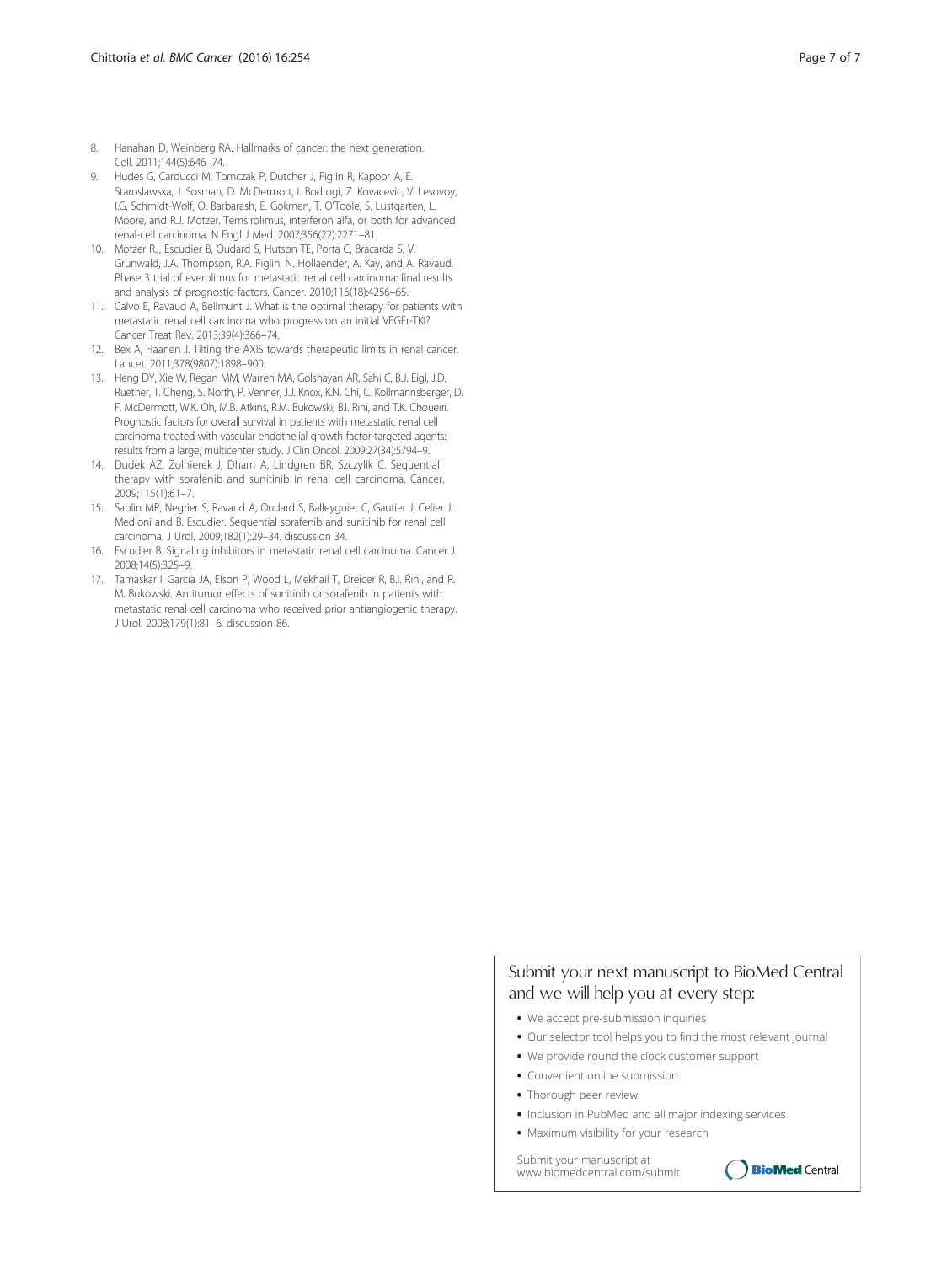8. Hanahan D, Weinberg RA. Hallmarks of cancer: the next generation. Cell. 2011;144(5):646–74.
9. Hudes G, Carducci M, Tomczak P, Dutcher J, Figlin R, Kapoor A, E. Staroslawska, J. Sosman, D. McDermott, I. Bodrogi, Z. Kovacevic, V. Lesovoy, I.G. Schmidt-Wolf, O. Barbarash, E. Gokmen, T. O'Toole, S. Lustgarten, L. Moore, and R.J. Motzer. Temsirolimus, interferon alfa, or both for advanced renal-cell carcinoma. N Engl J Med. 2007;356(22):2271–81.
10. Motzer RJ, Escudier B, Oudard S, Hutson TE, Porta C, Bracarda S, V. Grunwald, J.A. Thompson, R.A. Figlin, N. Hollaender, A. Kay, and A. Ravaud. Phase 3 trial of everolimus for metastatic renal cell carcinoma: final results and analysis of prognostic factors. Cancer. 2010;116(18):4256–65.
11. Calvo E, Ravaud A, Bellmunt J. What is the optimal therapy for patients with metastatic renal cell carcinoma who progress on an initial VEGFr-TKI? Cancer Treat Rev. 2013;39(4):366–74.
12. Bex A, Haanen J. Tilting the AXIS towards therapeutic limits in renal cancer. Lancet. 2011;378(9807):1898–900.
13. Heng DY, Xie W, Regan MM, Warren MA, Golshayan AR, Sahi C, B.J. Eigl, J.D. Ruether, T. Cheng, S. North, P. Venner, J.J. Knox, K.N. Chi, C. Kollmannsberger, D. F. McDermott, W.K. Oh, M.B. Atkins, R.M. Bukowski, B.I. Rini, and T.K. Choueiri. Prognostic factors for overall survival in patients with metastatic renal cell carcinoma treated with vascular endothelial growth factor-targeted agents: results from a large, multicenter study. J Clin Oncol. 2009;27(34):5794–9.
14. Dudek AZ, Zolnierek J, Dham A, Lindgren BR, Szczylik C. Sequential therapy with sorafenib and sunitinib in renal cell carcinoma. Cancer. 2009;115(1):61–7.
15. Sablin MP, Negrier S, Ravaud A, Oudard S, Balleyguier C, Gautier J, Celier J. Medioni and B. Escudier. Sequential sorafenib and sunitinib for renal cell carcinoma. J Urol. 2009;182(1):29–34. discussion 34.
16. Escudier B. Signaling inhibitors in metastatic renal cell carcinoma. Cancer J. 2008;14(5):325–9.
17. Tamaskar I, Garcia JA, Elson P, Wood L, Mekhail T, Dreicer R, B.I. Rini, and R. M. Bukowski. Antitumor effects of sunitinib or sorafenib in patients with metastatic renal cell carcinoma who received prior antiangiogenic therapy. J Urol. 2008;179(1):81–6. discussion 86.

Submit your next manuscript to BioMed Central and we will help you at every step:

- We accept pre-submission inquiries
- Our selector tool helps you to find the most relevant journal
- We provide round the clock customer support
- Convenient online submission
- Thorough peer review
- Inclusion in PubMed and all major indexing services
- Maximum visibility for your research

Submit your manuscript at
www.biomedcentral.com/submit

BioMed Central